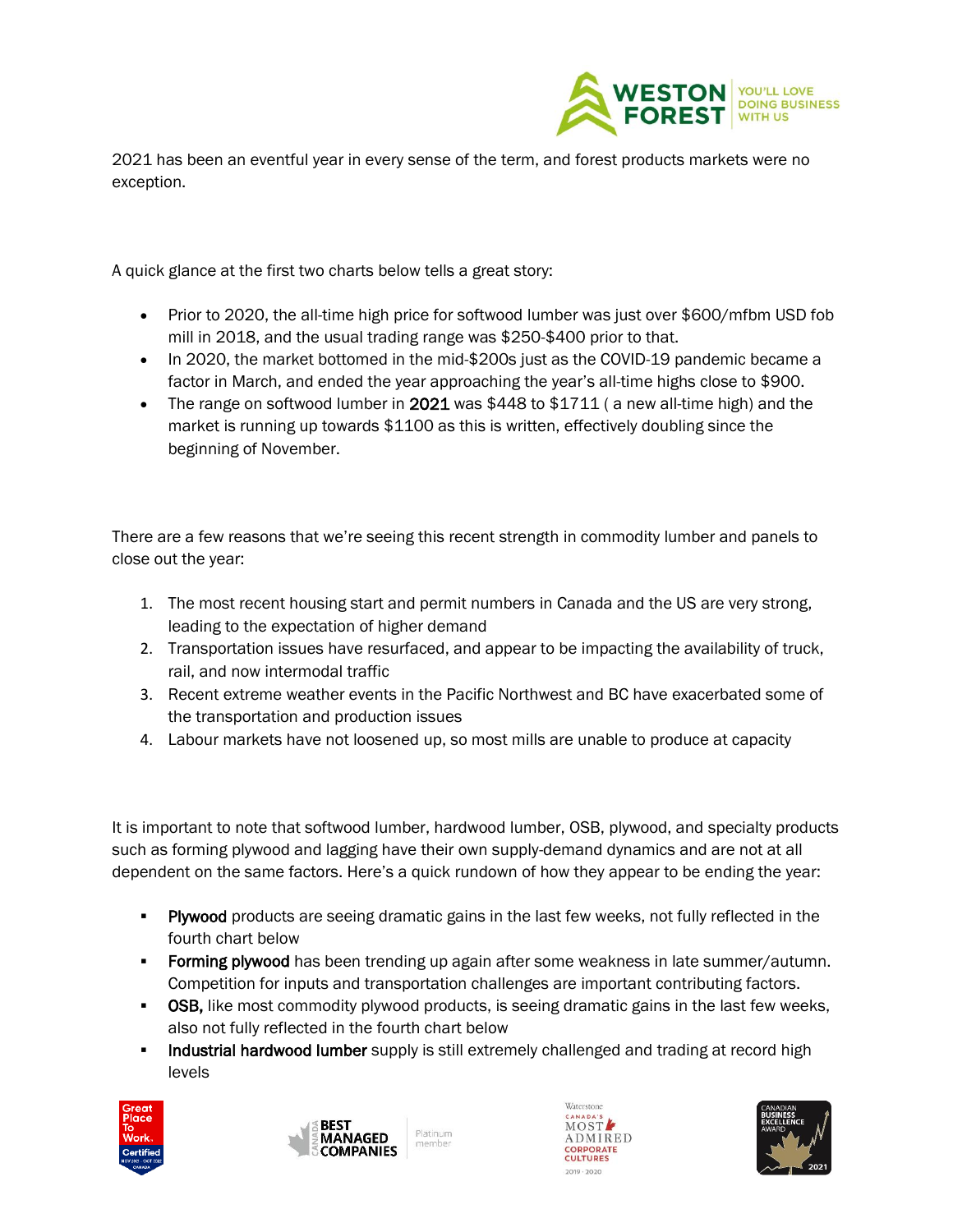2021 has been an eventful year in every sense of the term, and forest products markets were no exception.

A quick glance at the first two charts below tells a great story:

- Prior to 2020, the all-time high price for softwood lumber was just over $600/mfbm USD fob mill in 2018, and the usual trading range was $250-$400 prior to that.
- In 2020, the market bottomed in the mid-$200s just as the COVID-19 pandemic became a factor in March, and ended the year approaching the year's all-time highs close to $900.
- The range on softwood lumber in **2021** was $448 to $1711 ( a new all-time high) and the market is running up towards $1100 as this is written, effectively doubling since the beginning of November.

There are a few reasons that we're seeing this recent strength in commodity lumber and panels to close out the year:

1. The most recent housing start and permit numbers in Canada and the US are very strong, leading to the expectation of higher demand
2. Transportation issues have resurfaced, and appear to be impacting the availability of truck, rail, and now intermodal traffic
3. Recent extreme weather events in the Pacific Northwest and BC have exacerbated some of the transportation and production issues
4. Labour markets have not loosened up, so most mills are unable to produce at capacity

It is important to note that softwood lumber, hardwood lumber, OSB, plywood, and specialty products such as forming plywood and lagging have their own supply-demand dynamics and are not at all dependent on the same factors. Here's a quick rundown of how they appear to be ending the year:

- **Plywood** products are seeing dramatic gains in the last few weeks, not fully reflected in the fourth chart below
- **Forming plywood** has been trending up again after some weakness in late summer/autumn. Competition for inputs and transportation challenges are important contributing factors.
- **OSB,** like most commodity plywood products, is seeing dramatic gains in the last few weeks, also not fully reflected in the fourth chart below
- **Industrial hardwood lumber** supply is still extremely challenged and trading at record high levels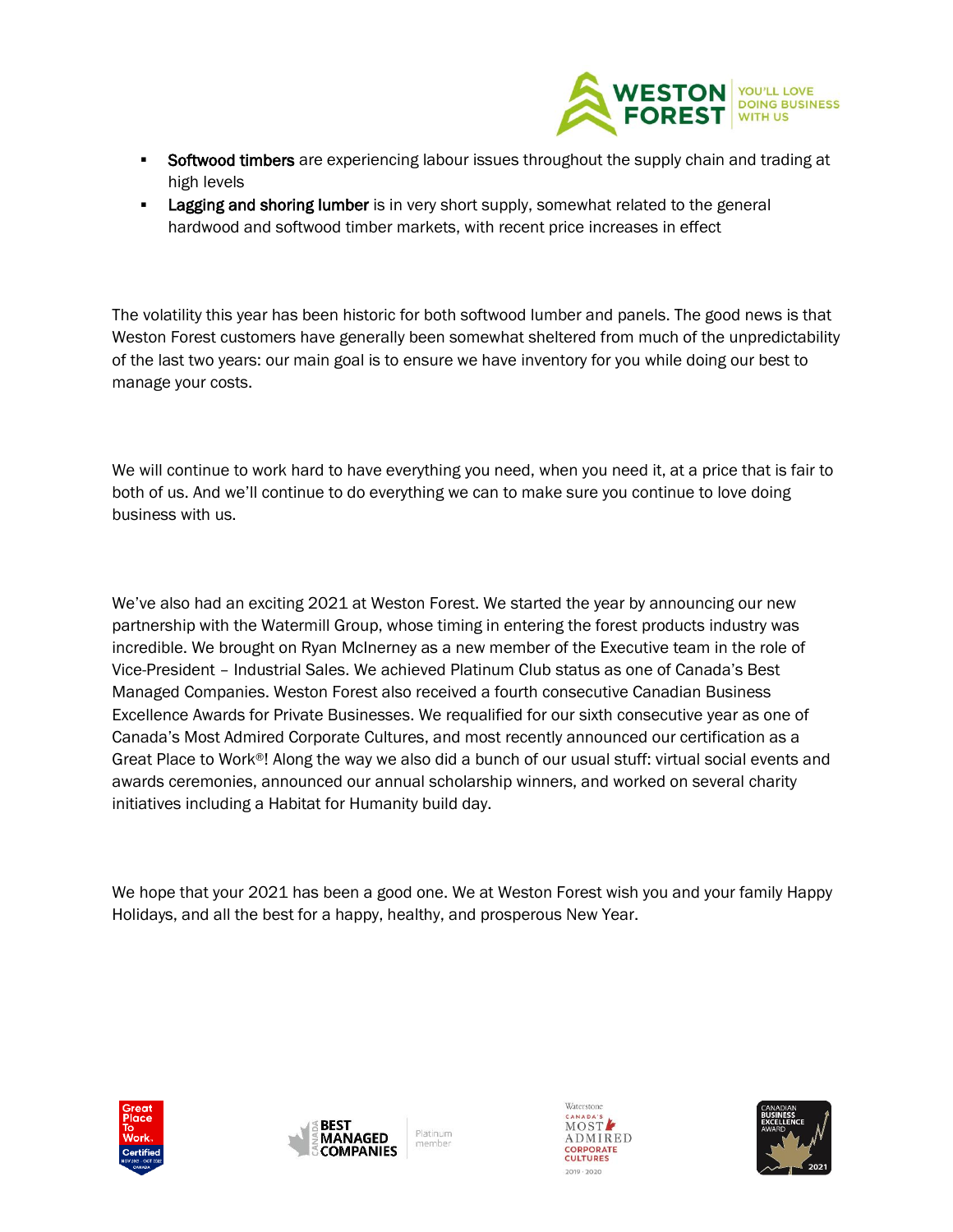- **Softwood timbers** are experiencing labour issues throughout the supply chain and trading at high levels
- **Lagging and shoring lumber** is in very short supply, somewhat related to the general hardwood and softwood timber markets, with recent price increases in effect

The volatility this year has been historic for both softwood lumber and panels. The good news is that Weston Forest customers have generally been somewhat sheltered from much of the unpredictability of the last two years: our main goal is to ensure we have inventory for you while doing our best to manage your costs.

We will continue to work hard to have everything you need, when you need it, at a price that is fair to both of us. And we'll continue to do everything we can to make sure you continue to love doing business with us.

We've also had an exciting 2021 at Weston Forest. We started the year by announcing our new partnership with the Watermill Group, whose timing in entering the forest products industry was incredible. We brought on Ryan McInerney as a new member of the Executive team in the role of Vice-President – Industrial Sales. We achieved Platinum Club status as one of Canada's Best Managed Companies. Weston Forest also received a fourth consecutive Canadian Business Excellence Awards for Private Businesses. We requalified for our sixth consecutive year as one of Canada's Most Admired Corporate Cultures, and most recently announced our certification as a Great Place to Work®! Along the way we also did a bunch of our usual stuff: virtual social events and awards ceremonies, announced our annual scholarship winners, and worked on several charity initiatives including a Habitat for Humanity build day.

We hope that your 2021 has been a good one. We at Weston Forest wish you and your family Happy Holidays, and all the best for a happy, healthy, and prosperous New Year.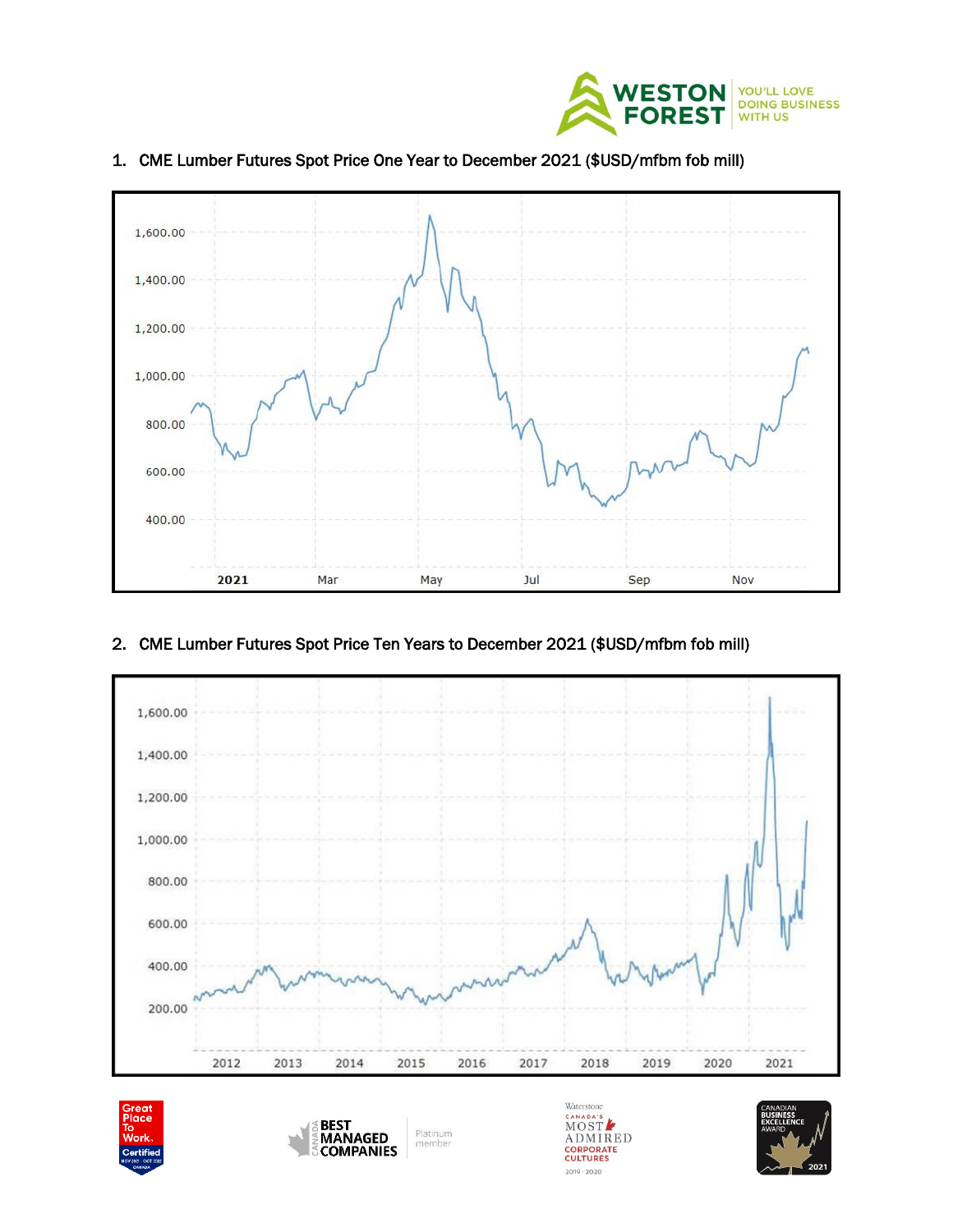1. CME Lumber Futures Spot Price One Year to December 2021 ($USD/mfbm fob mill)

2. CME Lumber Futures Spot Price Ten Years to December 2021 ($USD/mfbm fob mill)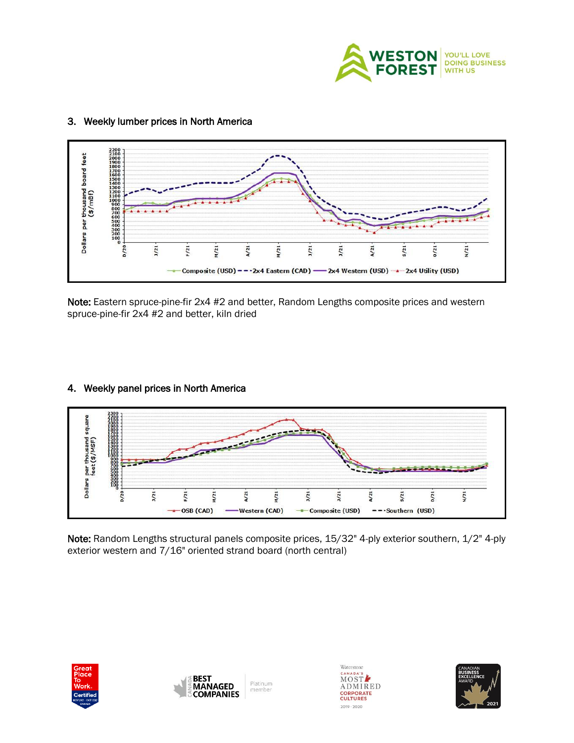## 3. Weekly lumber prices in North America

Dollars per thousand board feet ($/mBf)

2200
2100
2000
1900
1800
1700
1600
1500
1400
1300
1200
1100
1000
900
800
700
600
500
400
300
200
100
0

D/20 J/21 F/21 M/21 A/21 M/21 J/21 J/21 A/21 S/21 O/21 N/21

Composite (USD) 2x4 Eastern (CAD) 2x4 Western (USD) 2x4 Utility (USD)

**Note:** Eastern spruce-pine-fir 2x4 #2 and better, Random Lengths composite prices and western spruce-pine-fir 2x4 #2 and better, kiln dried

## 4. Weekly panel prices in North America

Dollars per thousand square feet ($/MSF)

2300
2200
2100
2000
1900
1800
1700
1600
1500
1400
1300
1200
1100
1000
900
800
700
600
500
400
300
200
100
0

D/20 J/21 F/21 M/21 A/21 M/21 J/21 J/21 A/21 S/21 O/21 N/21

OSB (CAD) Western (CAD) Composite (USD) Southern (USD)

**Note:** Random Lengths structural panels composite prices, 15/32" 4-ply exterior southern, 1/2" 4-ply exterior western and 7/16" oriented strand board (north central)